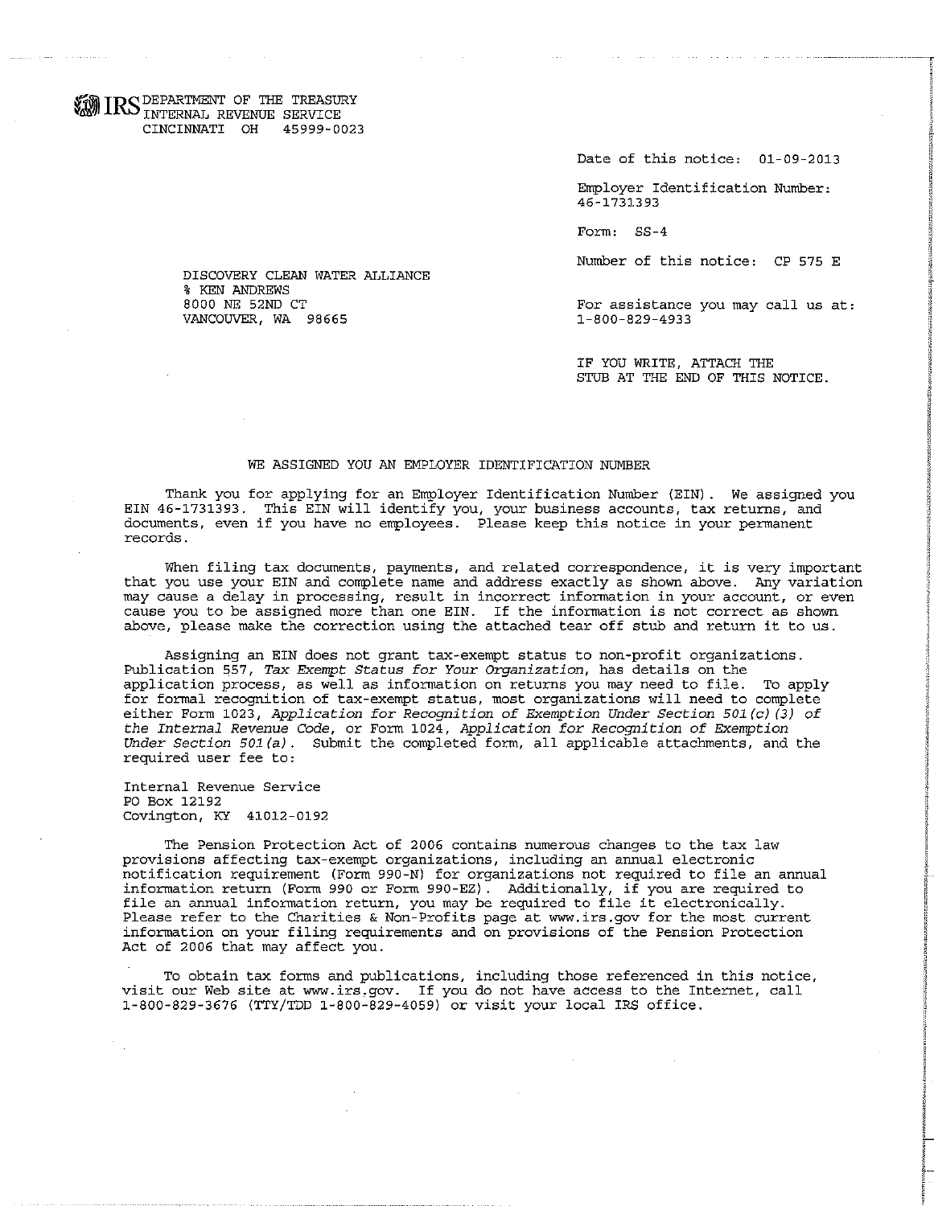IRS DEPARTMENT OF THE TREASURY
INTERNAL REVENUE SERVICE
CINCINNATI OH 45999-0023

Date of this notice: 01-09-2013

Employer Identification Number:
46-1731393

Form: SS-4

Number of this notice: CP 575 E

DISCOVERY CLEAN WATER ALLIANCE
% KEN ANDREWS
8000 NE 52ND CT
VANCOUVER, WA 98665

For assistance you may call us at:
1-800-829-4933

IF YOU WRITE, ATTACH THE
STUB AT THE END OF THIS NOTICE.

## WE ASSIGNED YOU AN EMPLOYER IDENTIFICATION NUMBER

Thank you for applying for an Employer Identification Number (EIN). We assigned you EIN 46-1731393. This EIN will identify you, your business accounts, tax returns, and documents, even if you have no employees. Please keep this notice in your permanent records.

When filing tax documents, payments, and related correspondence, it is very important that you use your EIN and complete name and address exactly as shown above. Any variation may cause a delay in processing, result in incorrect information in your account, or even cause you to be assigned more than one EIN. If the information is not correct as shown above, please make the correction using the attached tear off stub and return it to us.

Assigning an EIN does not grant tax-exempt status to non-profit organizations. Publication 557, *Tax Exempt Status for Your Organization*, has details on the application process, as well as information on returns you may need to file. To apply for formal recognition of tax-exempt status, most organizations will need to complete either Form 1023, *Application for Recognition of Exemption Under Section 501(c)(3) of the Internal Revenue Code*, or Form 1024, *Application for Recognition of Exemption Under Section 501(a)*. Submit the completed form, all applicable attachments, and the required user fee to:

Internal Revenue Service
PO Box 12192
Covington, KY 41012-0192

The Pension Protection Act of 2006 contains numerous changes to the tax law provisions affecting tax-exempt organizations, including an annual electronic notification requirement (Form 990-N) for organizations not required to file an annual information return (Form 990 or Form 990-EZ). Additionally, if you are required to file an annual information return, you may be required to file it electronically. Please refer to the Charities & Non-Profits page at www.irs.gov for the most current information on your filing requirements and on provisions of the Pension Protection Act of 2006 that may affect you.

To obtain tax forms and publications, including those referenced in this notice, visit our Web site at www.irs.gov. If you do not have access to the Internet, call 1-800-829-3676 (TTY/TDD 1-800-829-4059) or visit your local IRS office.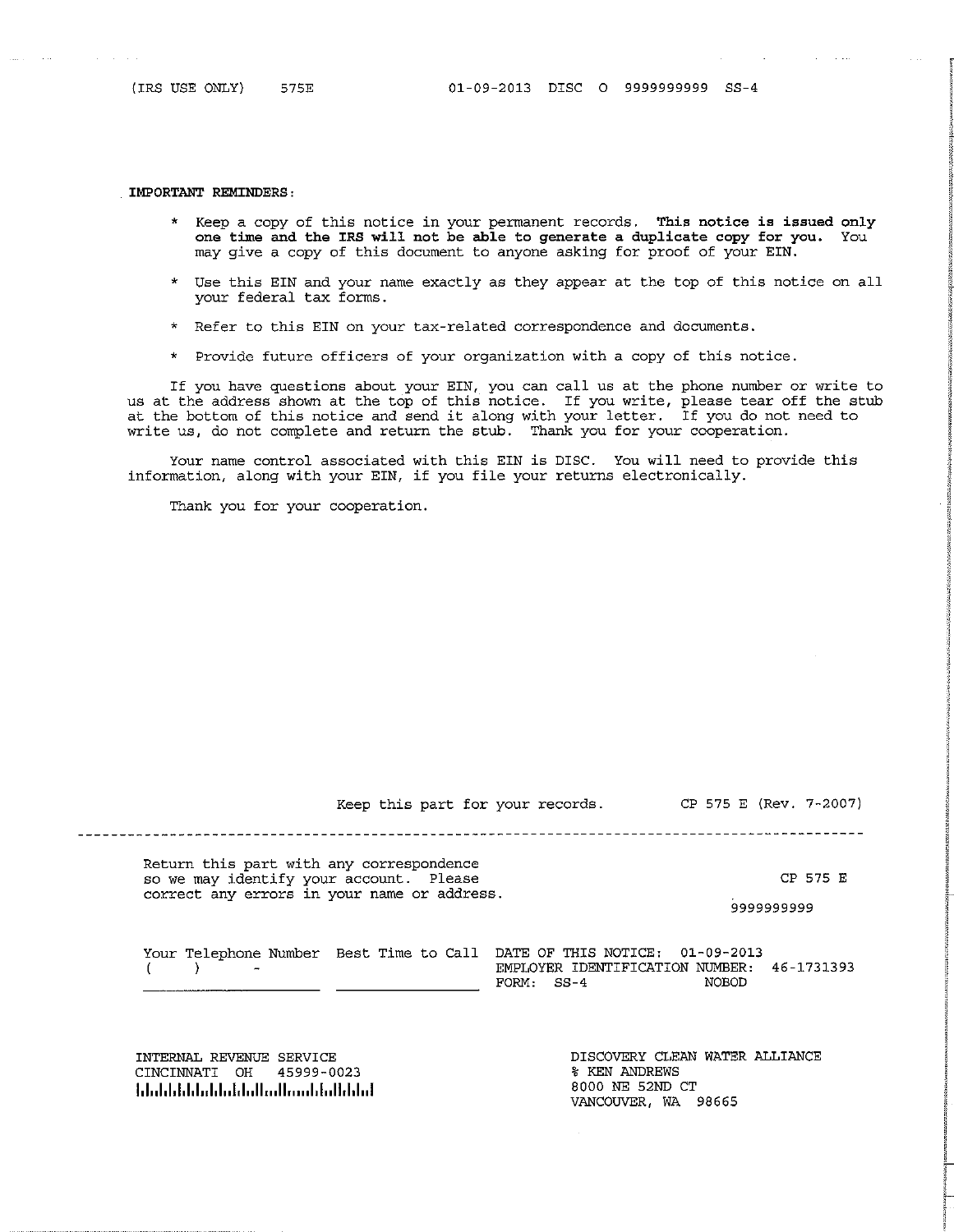(IRS USE ONLY) 575E 01-09-2013 DISC O 9999999999 SS-4

**IMPORTANT REMINDERS:**

* Keep a copy of this notice in your permanent records. **This notice is issued only one time and the IRS will not be able to generate a duplicate copy for you.** You may give a copy of this document to anyone asking for proof of your EIN.

* Use this EIN and your name exactly as they appear at the top of this notice on all your federal tax forms.

* Refer to this EIN on your tax-related correspondence and documents.

* Provide future officers of your organization with a copy of this notice.

If you have questions about your EIN, you can call us at the phone number or write to us at the address shown at the top of this notice. If you write, please tear off the stub at the bottom of this notice and send it along with your letter. If you do not need to write us, do not complete and return the stub. Thank you for your cooperation.

Your name control associated with this EIN is DISC. You will need to provide this information, along with your EIN, if you file your returns electronically.

Thank you for your cooperation.

Keep this part for your records. CP 575 E (Rev. 7-2007)

---

Return this part with any correspondence so we may identify your account. Please correct any errors in your name or address.

CP 575 E

9999999999

Your Telephone Number ( ) -

Best Time to Call

DATE OF THIS NOTICE: 01-09-2013
EMPLOYER IDENTIFICATION NUMBER: 46-1731393
FORM: SS-4 NOBOD

INTERNAL REVENUE SERVICE
CINCINNATI OH 45999-0023

DISCOVERY CLEAN WATER ALLIANCE
% KEN ANDREWS
8000 NE 52ND CT
VANCOUVER, WA 98665